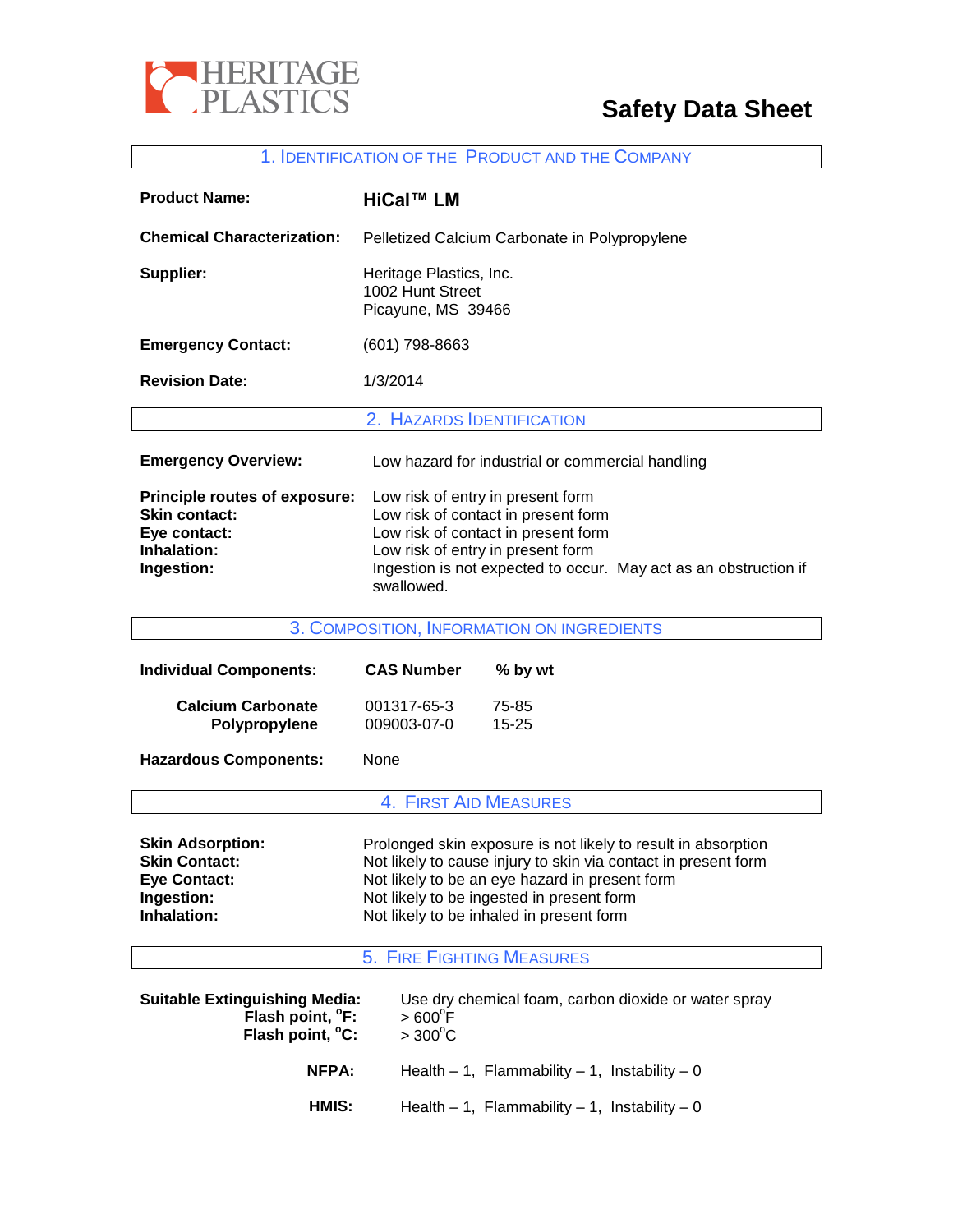HERITAGE PLASTICS

# Safety Data Sheet

## 1. Identification of the Product and the Company

**Product Name:** **HiCal™ LM**

**Chemical Characterization:** Pelletized Calcium Carbonate in Polypropylene

**Supplier:** Heritage Plastics, Inc.
1002 Hunt Street
Picayune, MS 39466

**Emergency Contact:** (601) 798-8663

**Revision Date:** 1/3/2014

## 2. Hazards Identification

**Emergency Overview:** Low hazard for industrial or commercial handling

**Principle routes of exposure:** Low risk of entry in present form
**Skin contact:** Low risk of contact in present form
**Eye contact:** Low risk of contact in present form
**Inhalation:** Low risk of entry in present form
**Ingestion:** Ingestion is not expected to occur. May act as an obstruction if swallowed.

## 3. Composition, Information on Ingredients

| Individual Components: | CAS Number | % by wt |
|---|---|---|
| Calcium Carbonate | 001317-65-3 | 75-85 |
| Polypropylene | 009003-07-0 | 15-25 |

**Hazardous Components:** None

## 4. First Aid Measures

**Skin Adsorption:** Prolonged skin exposure is not likely to result in absorption
**Skin Contact:** Not likely to cause injury to skin via contact in present form
**Eye Contact:** Not likely to be an eye hazard in present form
**Ingestion:** Not likely to be ingested in present form
**Inhalation:** Not likely to be inhaled in present form

## 5. Fire Fighting Measures

**Suitable Extinguishing Media:** Use dry chemical foam, carbon dioxide or water spray
**Flash point, °F:** > 600°F
**Flash point, °C:** > 300°C

**NFPA:** Health – 1, Flammability – 1, Instability – 0

**HMIS:** Health – 1, Flammability – 1, Instability – 0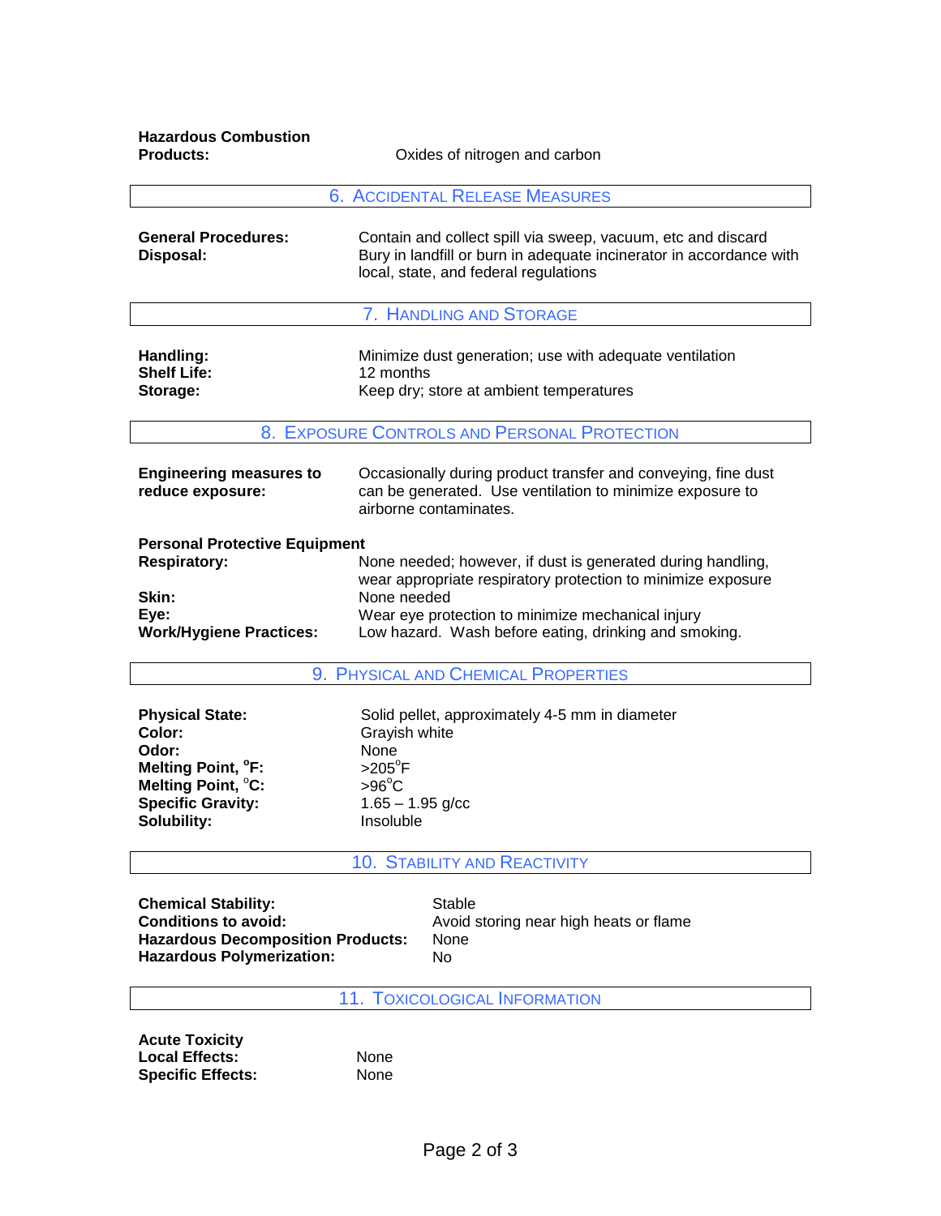**Hazardous Combustion Products:** Oxides of nitrogen and carbon

## 6. Accidental Release Measures

**General Procedures:** Contain and collect spill via sweep, vacuum, etc and discard
**Disposal:** Bury in landfill or burn in adequate incinerator in accordance with local, state, and federal regulations

## 7. Handling and Storage

**Handling:** Minimize dust generation; use with adequate ventilation
**Shelf Life:** 12 months
**Storage:** Keep dry; store at ambient temperatures

## 8. Exposure Controls and Personal Protection

**Engineering measures to reduce exposure:** Occasionally during product transfer and conveying, fine dust can be generated. Use ventilation to minimize exposure to airborne contaminates.

**Personal Protective Equipment**
**Respiratory:** None needed; however, if dust is generated during handling, wear appropriate respiratory protection to minimize exposure
**Skin:** None needed
**Eye:** Wear eye protection to minimize mechanical injury
**Work/Hygiene Practices:** Low hazard. Wash before eating, drinking and smoking.

## 9. Physical and Chemical Properties

**Physical State:** Solid pellet, approximately 4-5 mm in diameter
**Color:** Grayish white
**Odor:** None
**Melting Point, $^{o}$F:** >205$^{o}$F
**Melting Point, $^{o}$C:** >96$^{o}$C
**Specific Gravity:** 1.65 – 1.95 g/cc
**Solubility:** Insoluble

## 10. Stability and Reactivity

**Chemical Stability:** Stable
**Conditions to avoid:** Avoid storing near high heats or flame
**Hazardous Decomposition Products:** None
**Hazardous Polymerization:** No

## 11. Toxicological Information

**Acute Toxicity**
**Local Effects:** None
**Specific Effects:** None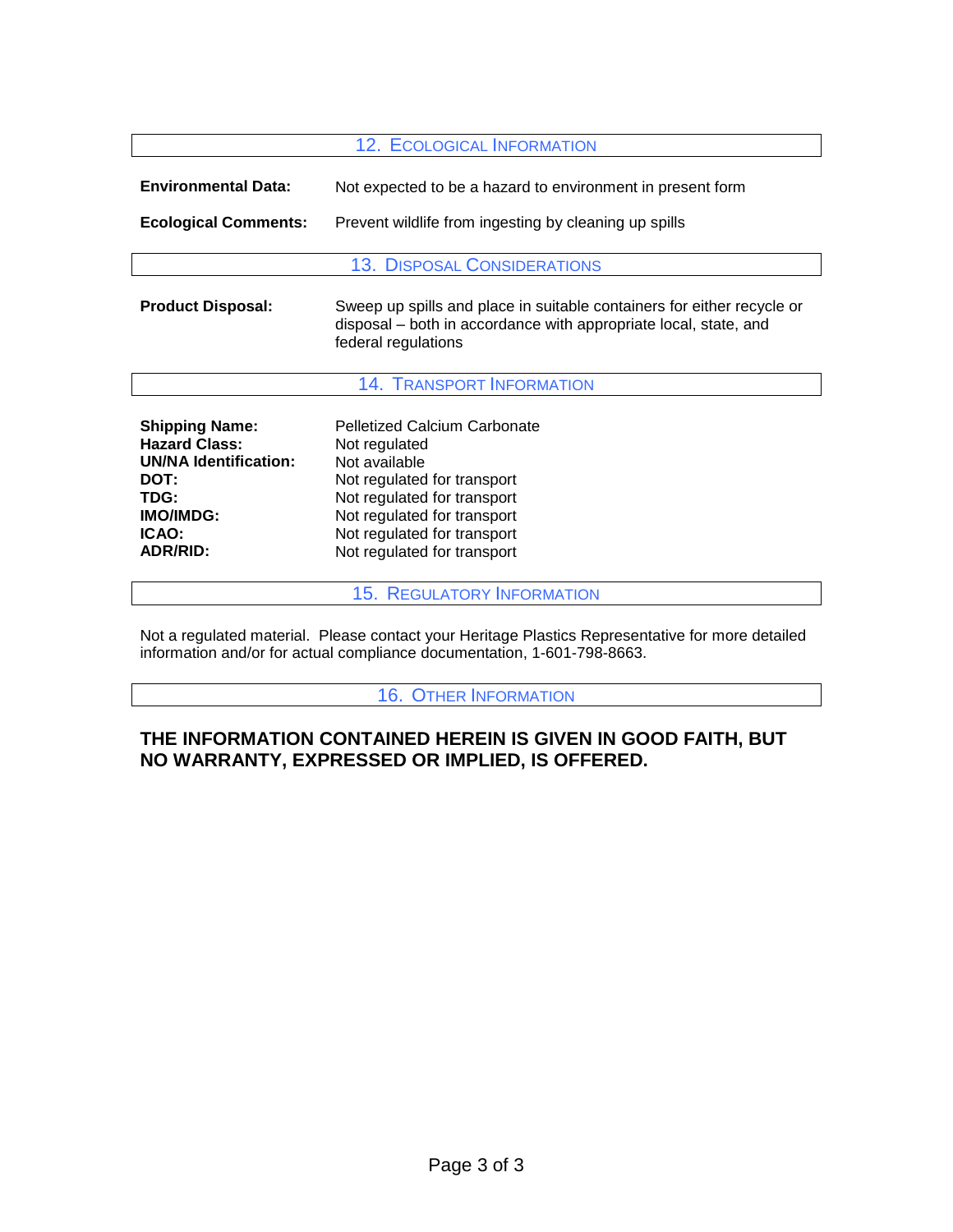## 12. Ecological Information

**Environmental Data:** Not expected to be a hazard to environment in present form

**Ecological Comments:** Prevent wildlife from ingesting by cleaning up spills

## 13. Disposal Considerations

**Product Disposal:** Sweep up spills and place in suitable containers for either recycle or disposal – both in accordance with appropriate local, state, and federal regulations

## 14. Transport Information

| | |
|---|---|
| **Shipping Name:** | Pelletized Calcium Carbonate |
| **Hazard Class:** | Not regulated |
| **UN/NA Identification:** | Not available |
| **DOT:** | Not regulated for transport |
| **TDG:** | Not regulated for transport |
| **IMO/IMDG:** | Not regulated for transport |
| **ICAO:** | Not regulated for transport |
| **ADR/RID:** | Not regulated for transport |

## 15. Regulatory Information

Not a regulated material. Please contact your Heritage Plastics Representative for more detailed information and/or for actual compliance documentation, 1-601-798-8663.

## 16. Other Information

**THE INFORMATION CONTAINED HEREIN IS GIVEN IN GOOD FAITH, BUT NO WARRANTY, EXPRESSED OR IMPLIED, IS OFFERED.**